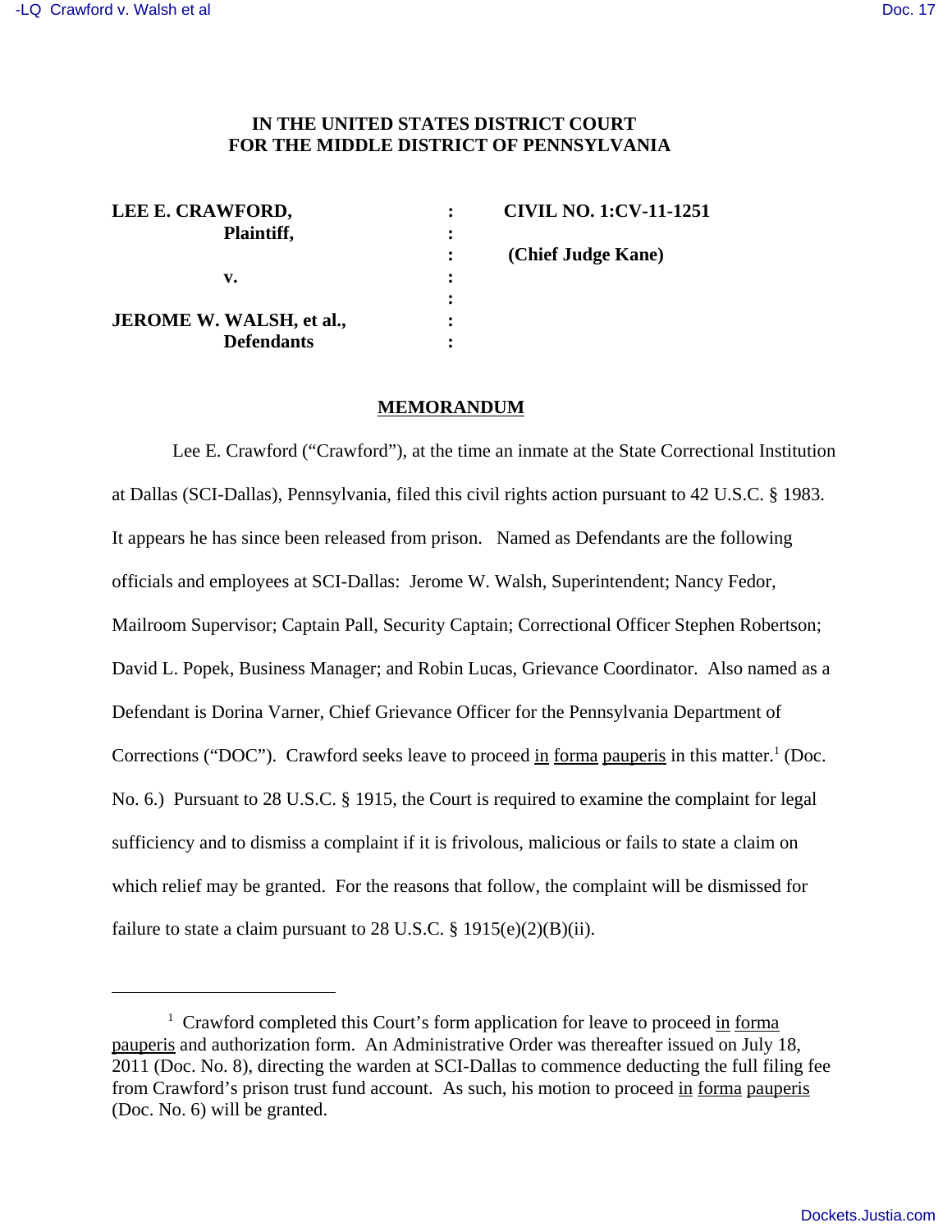**IN THE UNITED STATES DISTRICT COURT**
**FOR THE MIDDLE DISTRICT OF PENNSYLVANIA**

| | | |
|---|---|---|
| **LEE E. CRAWFORD,** | **:** | **CIVIL NO. 1:CV-11-1251** |
| **Plaintiff,** | **:** | |
| | **:** | **(Chief Judge Kane)** |
| **v.** | **:** | |
| | **:** | |
| **JEROME W. WALSH, et al.,** | **:** | |
| **Defendants** | **:** | |

## MEMORANDUM

Lee E. Crawford ("Crawford"), at the time an inmate at the State Correctional Institution at Dallas (SCI-Dallas), Pennsylvania, filed this civil rights action pursuant to 42 U.S.C. § 1983. It appears he has since been released from prison. Named as Defendants are the following officials and employees at SCI-Dallas: Jerome W. Walsh, Superintendent; Nancy Fedor, Mailroom Supervisor; Captain Pall, Security Captain; Correctional Officer Stephen Robertson; David L. Popek, Business Manager; and Robin Lucas, Grievance Coordinator. Also named as a Defendant is Dorina Varner, Chief Grievance Officer for the Pennsylvania Department of Corrections ("DOC"). Crawford seeks leave to proceed in forma pauperis in this matter.[1] (Doc. No. 6.) Pursuant to 28 U.S.C. § 1915, the Court is required to examine the complaint for legal sufficiency and to dismiss a complaint if it is frivolous, malicious or fails to state a claim on which relief may be granted. For the reasons that follow, the complaint will be dismissed for failure to state a claim pursuant to 28 U.S.C. § 1915(e)(2)(B)(ii).

---

[1] Crawford completed this Court's form application for leave to proceed in forma pauperis and authorization form. An Administrative Order was thereafter issued on July 18, 2011 (Doc. No. 8), directing the warden at SCI-Dallas to commence deducting the full filing fee from Crawford's prison trust fund account. As such, his motion to proceed in forma pauperis (Doc. No. 6) will be granted.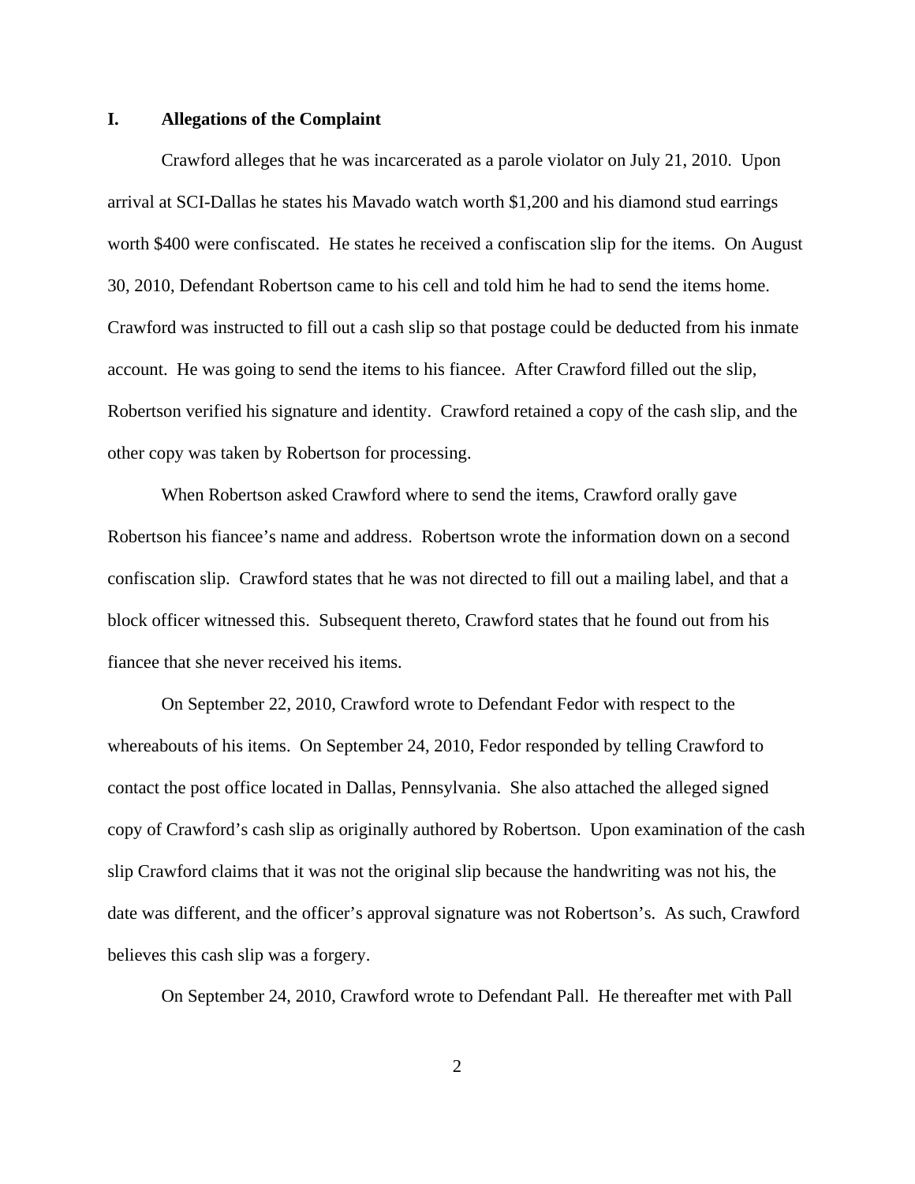## I. Allegations of the Complaint

Crawford alleges that he was incarcerated as a parole violator on July 21, 2010. Upon arrival at SCI-Dallas he states his Mavado watch worth $1,200 and his diamond stud earrings worth $400 were confiscated. He states he received a confiscation slip for the items. On August 30, 2010, Defendant Robertson came to his cell and told him he had to send the items home. Crawford was instructed to fill out a cash slip so that postage could be deducted from his inmate account. He was going to send the items to his fiancee. After Crawford filled out the slip, Robertson verified his signature and identity. Crawford retained a copy of the cash slip, and the other copy was taken by Robertson for processing.

When Robertson asked Crawford where to send the items, Crawford orally gave Robertson his fiancee's name and address. Robertson wrote the information down on a second confiscation slip. Crawford states that he was not directed to fill out a mailing label, and that a block officer witnessed this. Subsequent thereto, Crawford states that he found out from his fiancee that she never received his items.

On September 22, 2010, Crawford wrote to Defendant Fedor with respect to the whereabouts of his items. On September 24, 2010, Fedor responded by telling Crawford to contact the post office located in Dallas, Pennsylvania. She also attached the alleged signed copy of Crawford's cash slip as originally authored by Robertson. Upon examination of the cash slip Crawford claims that it was not the original slip because the handwriting was not his, the date was different, and the officer's approval signature was not Robertson's. As such, Crawford believes this cash slip was a forgery.

On September 24, 2010, Crawford wrote to Defendant Pall. He thereafter met with Pall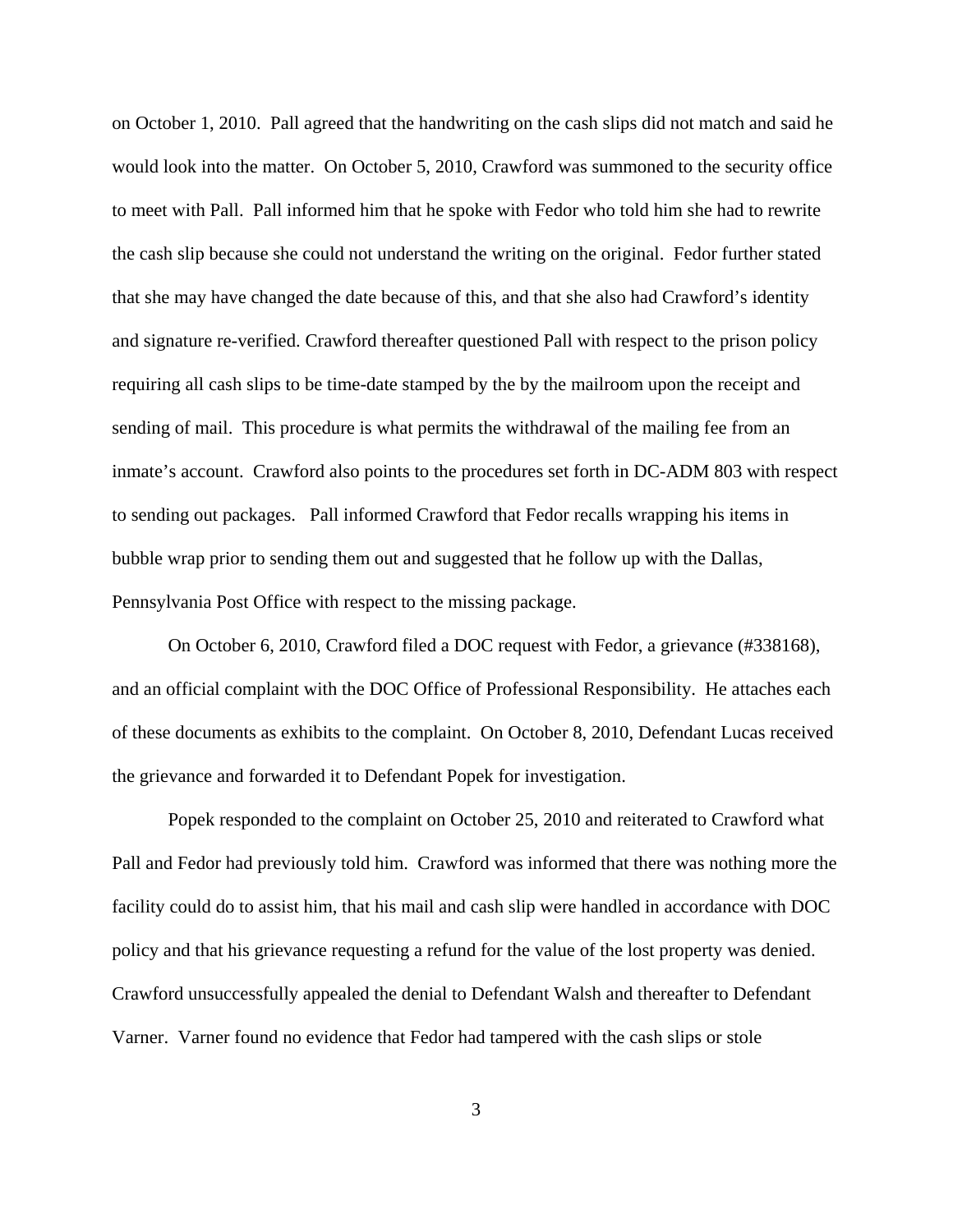on October 1, 2010. Pall agreed that the handwriting on the cash slips did not match and said he would look into the matter. On October 5, 2010, Crawford was summoned to the security office to meet with Pall. Pall informed him that he spoke with Fedor who told him she had to rewrite the cash slip because she could not understand the writing on the original. Fedor further stated that she may have changed the date because of this, and that she also had Crawford's identity and signature re-verified. Crawford thereafter questioned Pall with respect to the prison policy requiring all cash slips to be time-date stamped by the by the mailroom upon the receipt and sending of mail. This procedure is what permits the withdrawal of the mailing fee from an inmate's account. Crawford also points to the procedures set forth in DC-ADM 803 with respect to sending out packages. Pall informed Crawford that Fedor recalls wrapping his items in bubble wrap prior to sending them out and suggested that he follow up with the Dallas, Pennsylvania Post Office with respect to the missing package.

On October 6, 2010, Crawford filed a DOC request with Fedor, a grievance (#338168), and an official complaint with the DOC Office of Professional Responsibility. He attaches each of these documents as exhibits to the complaint. On October 8, 2010, Defendant Lucas received the grievance and forwarded it to Defendant Popek for investigation.

Popek responded to the complaint on October 25, 2010 and reiterated to Crawford what Pall and Fedor had previously told him. Crawford was informed that there was nothing more the facility could do to assist him, that his mail and cash slip were handled in accordance with DOC policy and that his grievance requesting a refund for the value of the lost property was denied. Crawford unsuccessfully appealed the denial to Defendant Walsh and thereafter to Defendant Varner. Varner found no evidence that Fedor had tampered with the cash slips or stole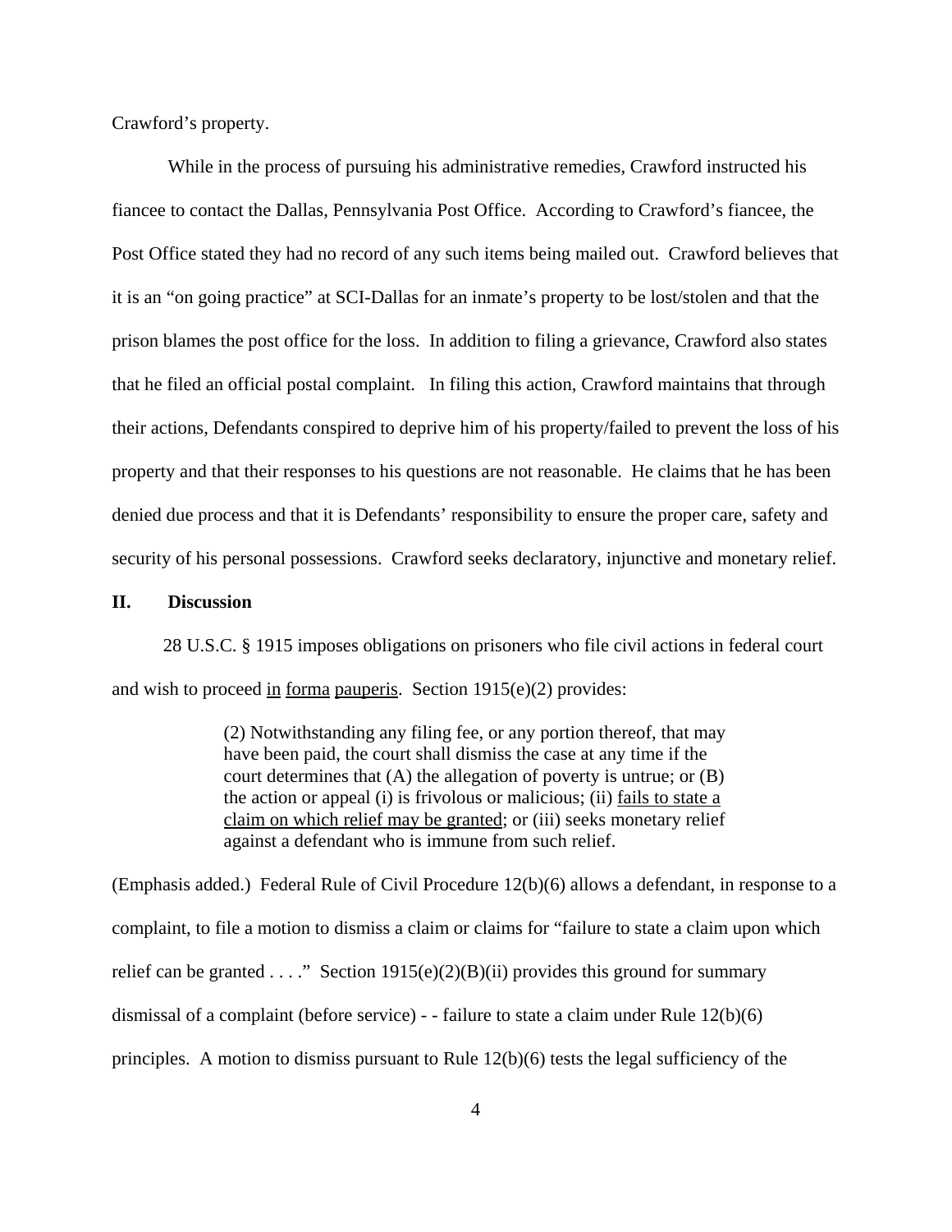Crawford's property.

While in the process of pursuing his administrative remedies, Crawford instructed his fiancee to contact the Dallas, Pennsylvania Post Office. According to Crawford's fiancee, the Post Office stated they had no record of any such items being mailed out. Crawford believes that it is an "on going practice" at SCI-Dallas for an inmate's property to be lost/stolen and that the prison blames the post office for the loss. In addition to filing a grievance, Crawford also states that he filed an official postal complaint. In filing this action, Crawford maintains that through their actions, Defendants conspired to deprive him of his property/failed to prevent the loss of his property and that their responses to his questions are not reasonable. He claims that he has been denied due process and that it is Defendants' responsibility to ensure the proper care, safety and security of his personal possessions. Crawford seeks declaratory, injunctive and monetary relief.

## II. Discussion

28 U.S.C. § 1915 imposes obligations on prisoners who file civil actions in federal court and wish to proceed in forma pauperis. Section 1915(e)(2) provides:

> (2) Notwithstanding any filing fee, or any portion thereof, that may have been paid, the court shall dismiss the case at any time if the court determines that (A) the allegation of poverty is untrue; or (B) the action or appeal (i) is frivolous or malicious; (ii) fails to state a claim on which relief may be granted; or (iii) seeks monetary relief against a defendant who is immune from such relief.

(Emphasis added.) Federal Rule of Civil Procedure 12(b)(6) allows a defendant, in response to a complaint, to file a motion to dismiss a claim or claims for "failure to state a claim upon which relief can be granted . . . ." Section 1915(e)(2)(B)(ii) provides this ground for summary dismissal of a complaint (before service) - - failure to state a claim under Rule 12(b)(6) principles. A motion to dismiss pursuant to Rule 12(b)(6) tests the legal sufficiency of the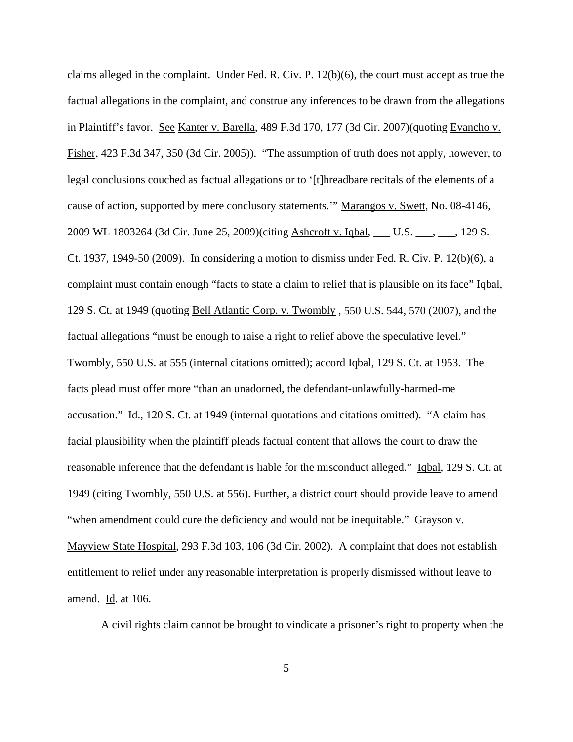claims alleged in the complaint. Under Fed. R. Civ. P. 12(b)(6), the court must accept as true the factual allegations in the complaint, and construe any inferences to be drawn from the allegations in Plaintiff's favor. See Kanter v. Barella, 489 F.3d 170, 177 (3d Cir. 2007)(quoting Evancho v. Fisher, 423 F.3d 347, 350 (3d Cir. 2005)). "The assumption of truth does not apply, however, to legal conclusions couched as factual allegations or to '[t]hreadbare recitals of the elements of a cause of action, supported by mere conclusory statements.'" Marangos v. Swett, No. 08-4146, 2009 WL 1803264 (3d Cir. June 25, 2009)(citing Ashcroft v. Iqbal, ___ U.S. ___, ___, 129 S. Ct. 1937, 1949-50 (2009). In considering a motion to dismiss under Fed. R. Civ. P. 12(b)(6), a complaint must contain enough "facts to state a claim to relief that is plausible on its face" Iqbal, 129 S. Ct. at 1949 (quoting Bell Atlantic Corp. v. Twombly , 550 U.S. 544, 570 (2007), and the factual allegations "must be enough to raise a right to relief above the speculative level." Twombly, 550 U.S. at 555 (internal citations omitted); accord Iqbal, 129 S. Ct. at 1953. The facts plead must offer more "than an unadorned, the defendant-unlawfully-harmed-me accusation." Id., 120 S. Ct. at 1949 (internal quotations and citations omitted). "A claim has facial plausibility when the plaintiff pleads factual content that allows the court to draw the reasonable inference that the defendant is liable for the misconduct alleged." Iqbal, 129 S. Ct. at 1949 (citing Twombly, 550 U.S. at 556). Further, a district court should provide leave to amend "when amendment could cure the deficiency and would not be inequitable." Grayson v. Mayview State Hospital, 293 F.3d 103, 106 (3d Cir. 2002). A complaint that does not establish entitlement to relief under any reasonable interpretation is properly dismissed without leave to amend. Id. at 106.

A civil rights claim cannot be brought to vindicate a prisoner's right to property when the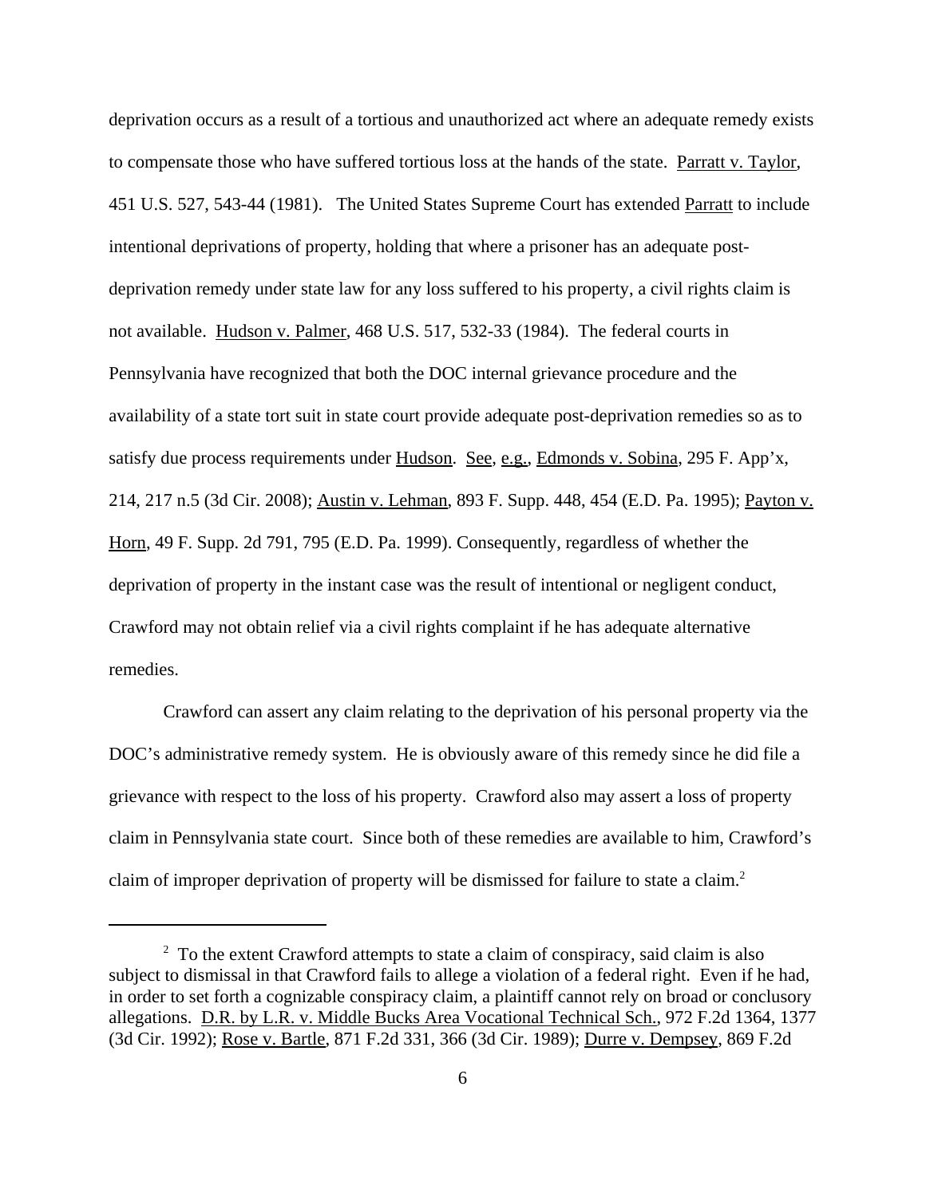deprivation occurs as a result of a tortious and unauthorized act where an adequate remedy exists to compensate those who have suffered tortious loss at the hands of the state. Parratt v. Taylor, 451 U.S. 527, 543-44 (1981). The United States Supreme Court has extended Parratt to include intentional deprivations of property, holding that where a prisoner has an adequate post-deprivation remedy under state law for any loss suffered to his property, a civil rights claim is not available. Hudson v. Palmer, 468 U.S. 517, 532-33 (1984). The federal courts in Pennsylvania have recognized that both the DOC internal grievance procedure and the availability of a state tort suit in state court provide adequate post-deprivation remedies so as to satisfy due process requirements under Hudson. See, e.g., Edmonds v. Sobina, 295 F. App'x, 214, 217 n.5 (3d Cir. 2008); Austin v. Lehman, 893 F. Supp. 448, 454 (E.D. Pa. 1995); Payton v. Horn, 49 F. Supp. 2d 791, 795 (E.D. Pa. 1999). Consequently, regardless of whether the deprivation of property in the instant case was the result of intentional or negligent conduct, Crawford may not obtain relief via a civil rights complaint if he has adequate alternative remedies.

Crawford can assert any claim relating to the deprivation of his personal property via the DOC's administrative remedy system. He is obviously aware of this remedy since he did file a grievance with respect to the loss of his property. Crawford also may assert a loss of property claim in Pennsylvania state court. Since both of these remedies are available to him, Crawford's claim of improper deprivation of property will be dismissed for failure to state a claim.[2]

---

[2] To the extent Crawford attempts to state a claim of conspiracy, said claim is also subject to dismissal in that Crawford fails to allege a violation of a federal right. Even if he had, in order to set forth a cognizable conspiracy claim, a plaintiff cannot rely on broad or conclusory allegations. D.R. by L.R. v. Middle Bucks Area Vocational Technical Sch., 972 F.2d 1364, 1377 (3d Cir. 1992); Rose v. Bartle, 871 F.2d 331, 366 (3d Cir. 1989); Durre v. Dempsey, 869 F.2d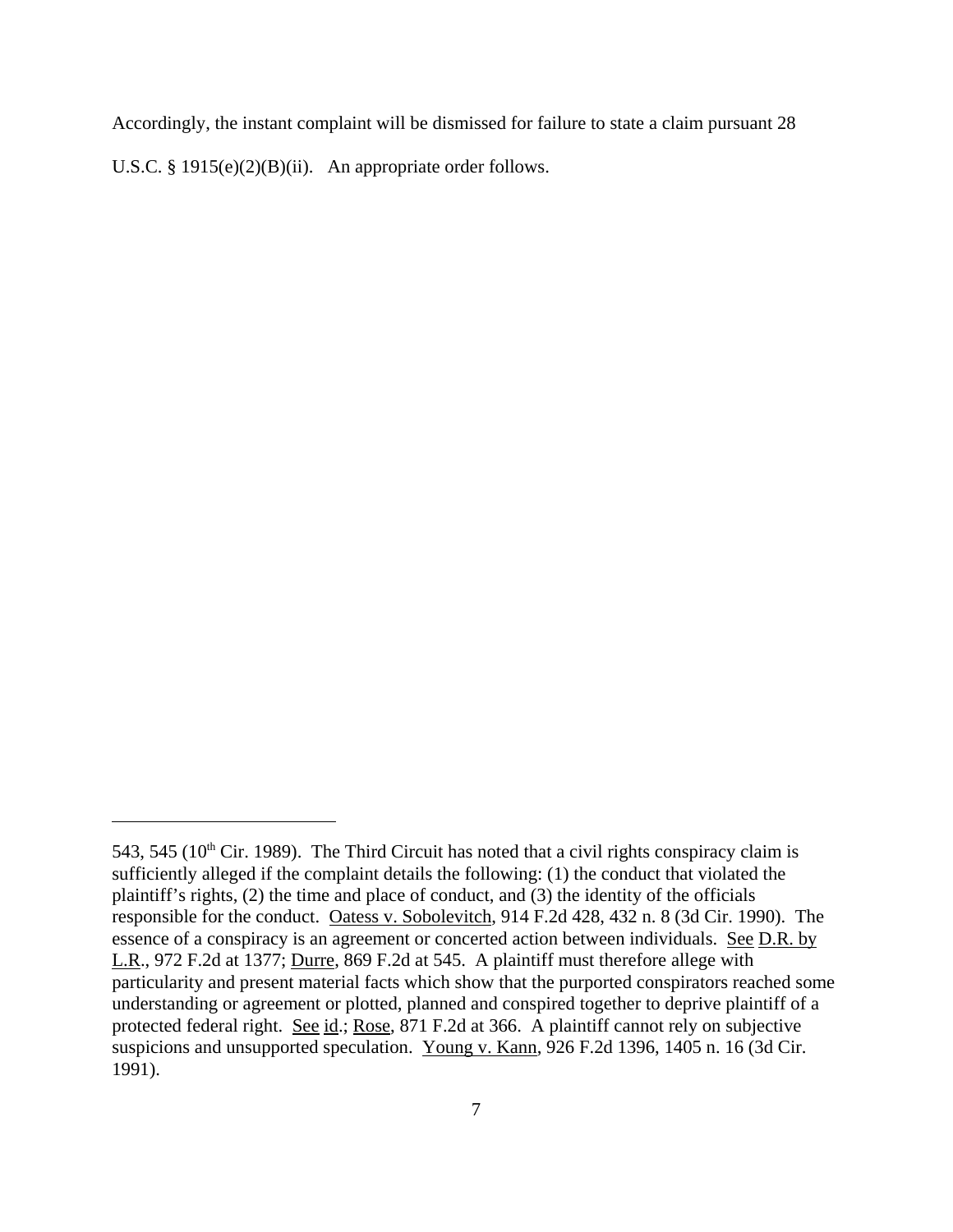Accordingly, the instant complaint will be dismissed for failure to state a claim pursuant 28 U.S.C. § 1915(e)(2)(B)(ii). An appropriate order follows.

---

543, 545 (10th Cir. 1989). The Third Circuit has noted that a civil rights conspiracy claim is sufficiently alleged if the complaint details the following: (1) the conduct that violated the plaintiff's rights, (2) the time and place of conduct, and (3) the identity of the officials responsible for the conduct. Oatess v. Sobolevitch, 914 F.2d 428, 432 n. 8 (3d Cir. 1990). The essence of a conspiracy is an agreement or concerted action between individuals. See D.R. by L.R., 972 F.2d at 1377; Durre, 869 F.2d at 545. A plaintiff must therefore allege with particularity and present material facts which show that the purported conspirators reached some understanding or agreement or plotted, planned and conspired together to deprive plaintiff of a protected federal right. See id.; Rose, 871 F.2d at 366. A plaintiff cannot rely on subjective suspicions and unsupported speculation. Young v. Kann, 926 F.2d 1396, 1405 n. 16 (3d Cir. 1991).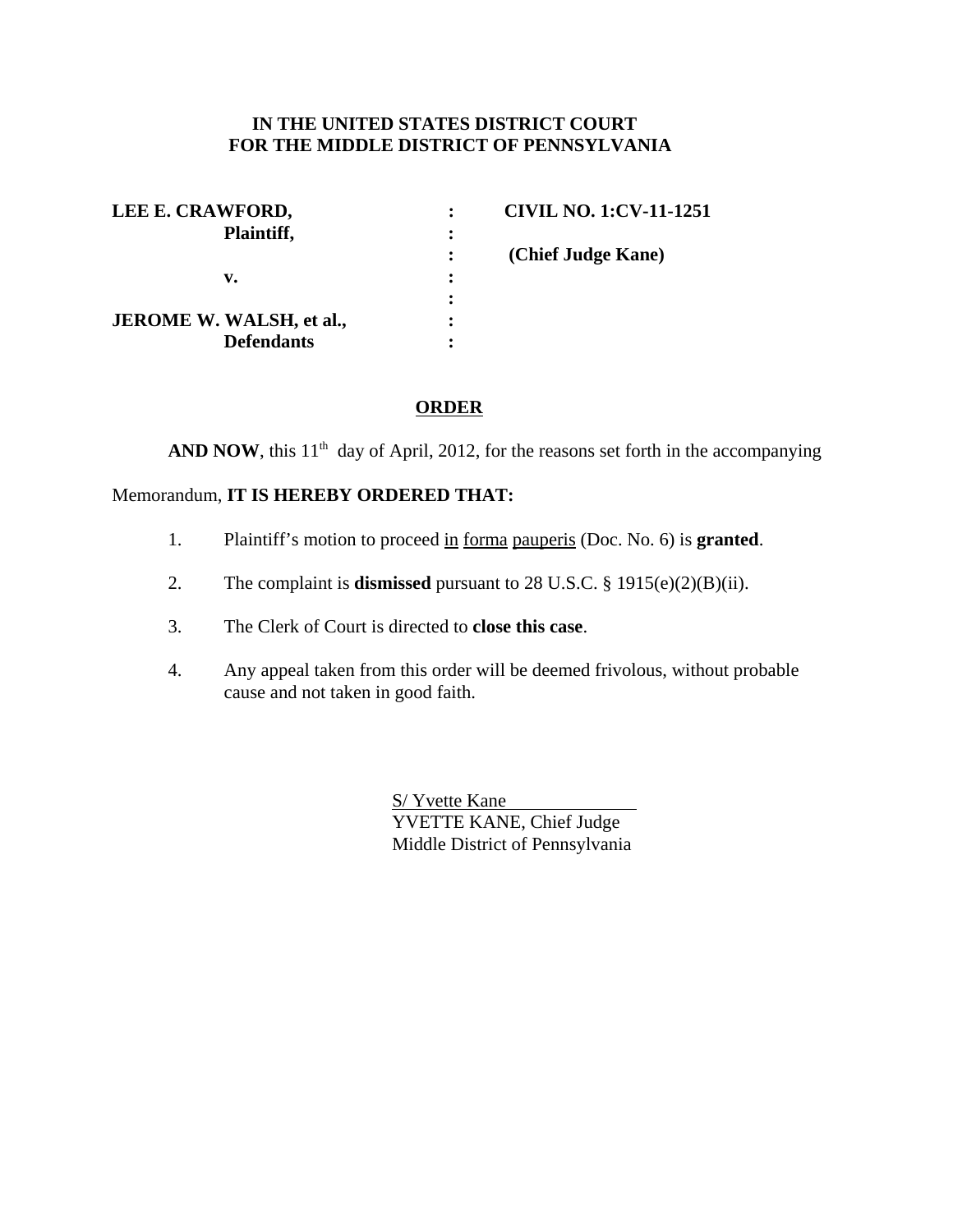**IN THE UNITED STATES DISTRICT COURT**
**FOR THE MIDDLE DISTRICT OF PENNSYLVANIA**

| | | |
|---|---|---|
| **LEE E. CRAWFORD,** | : | **CIVIL NO. 1:CV-11-1251** |
| **Plaintiff,** | : | |
| | : | **(Chief Judge Kane)** |
| **v.** | : | |
| | : | |
| **JEROME W. WALSH, et al.,** | : | |
| **Defendants** | : | |

## ORDER

**AND NOW**, this 11th day of April, 2012, for the reasons set forth in the accompanying Memorandum, **IT IS HEREBY ORDERED THAT:**

1. Plaintiff's motion to proceed in forma pauperis (Doc. No. 6) is **granted**.
2. The complaint is **dismissed** pursuant to 28 U.S.C. § 1915(e)(2)(B)(ii).
3. The Clerk of Court is directed to **close this case**.
4. Any appeal taken from this order will be deemed frivolous, without probable cause and not taken in good faith.

S/ Yvette Kane
YVETTE KANE, Chief Judge
Middle District of Pennsylvania